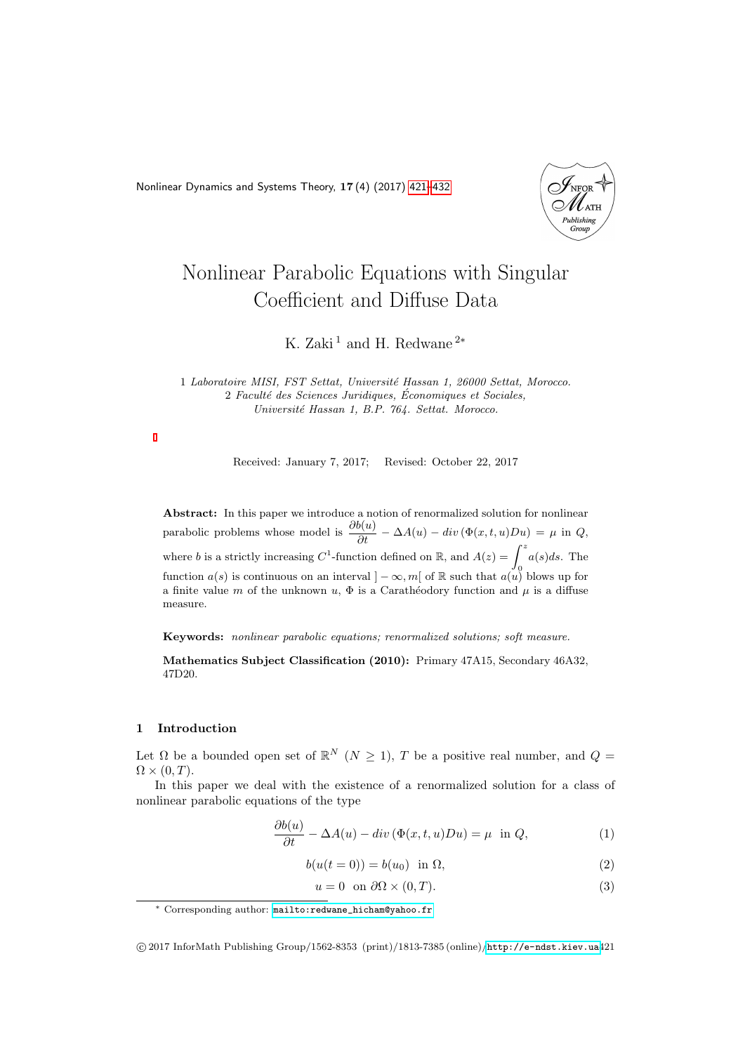# Nonlinear Parabolic Equations with Singular Coefficient and Diffuse Data

K. Zaki [1] and H. Redwane [2*]

1 *Laboratoire MISI, FST Settat, Université Hassan 1, 26000 Settat, Morocco.*
2 *Faculté des Sciences Juridiques, Économiques et Sociales, Université Hassan 1, B.P. 764. Settat. Morocco.*

Received: January 7, 2017; Revised: October 22, 2017

**Abstract:** In this paper we introduce a notion of renormalized solution for nonlinear parabolic problems whose model is $\dfrac{\partial b(u)}{\partial t} - \Delta A(u) - div\,(\Phi(x,t,u)Du) = \mu$ in $Q$, where $b$ is a strictly increasing $C^1$-function defined on $\mathbb{R}$, and $A(z) = \displaystyle\int_0^z a(s)ds$. The function $a(s)$ is continuous on an interval $]-\infty, m[$ of $\mathbb{R}$ such that $a(u)$ blows up for a finite value $m$ of the unknown $u$, $\Phi$ is a Carathéodory function and $\mu$ is a diffuse measure.

**Keywords:** *nonlinear parabolic equations; renormalized solutions; soft measure.*

**Mathematics Subject Classification (2010):** Primary 47A15, Secondary 46A32, 47D20.

## 1 Introduction

Let $\Omega$ be a bounded open set of $\mathbb{R}^N$ $(N \geq 1)$, $T$ be a positive real number, and $Q = \Omega \times (0,T)$.

In this paper we deal with the existence of a renormalized solution for a class of nonlinear parabolic equations of the type

$$\frac{\partial b(u)}{\partial t} - \Delta A(u) - div\,(\Phi(x,t,u)Du) = \mu \ \text{ in } Q, \tag{1}$$

$$b(u(t=0)) = b(u_0) \ \text{ in } \Omega, \tag{2}$$

$$u = 0 \ \text{ on } \partial\Omega \times (0,T). \tag{3}$$

\* Corresponding author: mailto:redwane_hicham@yahoo.fr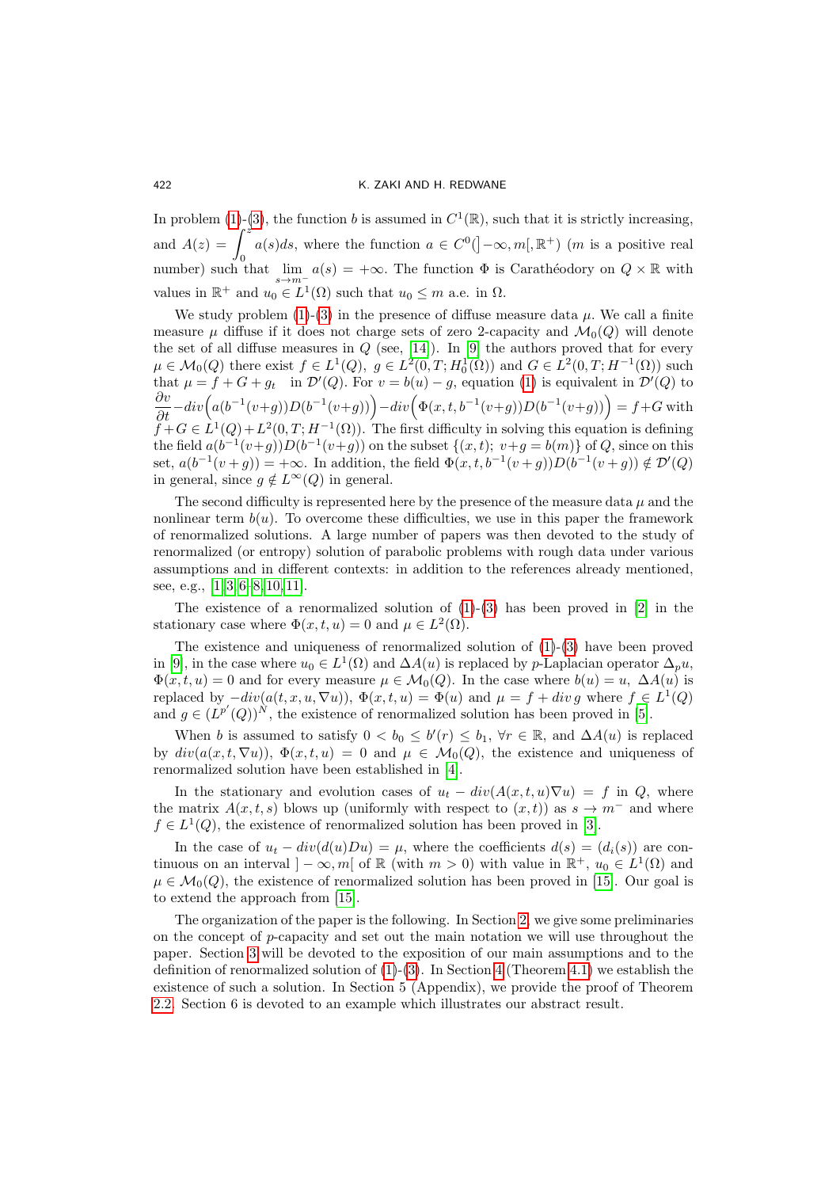In problem (1)-(3), the function $b$ is assumed in $C^1(\mathbb{R})$, such that it is strictly increasing, and $A(z) = \displaystyle\int_0^z a(s)ds$, where the function $a \in C^0(]-\infty, m[, \mathbb{R}^+)$ ($m$ is a positive real number) such that $\lim\limits_{s \to m^-} a(s) = +\infty$. The function $\Phi$ is Carathéodory on $Q \times \mathbb{R}$ with values in $\mathbb{R}^+$ and $u_0 \in L^1(\Omega)$ such that $u_0 \leq m$ a.e. in $\Omega$.

We study problem (1)-(3) in the presence of diffuse measure data $\mu$. We call a finite measure $\mu$ diffuse if it does not charge sets of zero 2-capacity and $\mathcal{M}_0(Q)$ will denote the set of all diffuse measures in $Q$ (see, [14]). In [9] the authors proved that for every $\mu \in \mathcal{M}_0(Q)$ there exist $f \in L^1(Q)$, $g \in L^2(0,T; H_0^1(\Omega))$ and $G \in L^2(0,T; H^{-1}(\Omega))$ such that $\mu = f + G + g_t$ in $\mathcal{D}'(Q)$. For $v = b(u) - g$, equation (1) is equivalent in $\mathcal{D}'(Q)$ to $\dfrac{\partial v}{\partial t} - div\Big(a(b^{-1}(v+g))D(b^{-1}(v+g))\Big) - div\Big(\Phi(x,t,b^{-1}(v+g))D(b^{-1}(v+g))\Big) = f + G$ with $f + G \in L^1(Q) + L^2(0,T; H^{-1}(\Omega))$. The first difficulty in solving this equation is defining the field $a(b^{-1}(v+g))D(b^{-1}(v+g))$ on the subset $\{(x,t);\ v+g = b(m)\}$ of $Q$, since on this set, $a(b^{-1}(v+g)) = +\infty$. In addition, the field $\Phi(x,t,b^{-1}(v+g))D(b^{-1}(v+g)) \notin \mathcal{D}'(Q)$ in general, since $g \notin L^\infty(Q)$ in general.

The second difficulty is represented here by the presence of the measure data $\mu$ and the nonlinear term $b(u)$. To overcome these difficulties, we use in this paper the framework of renormalized solutions. A large number of papers was then devoted to the study of renormalized (or entropy) solution of parabolic problems with rough data under various assumptions and in different contexts: in addition to the references already mentioned, see, e.g., [1, 3, 6–8, 10, 11].

The existence of a renormalized solution of (1)-(3) has been proved in [2] in the stationary case where $\Phi(x,t,u) = 0$ and $\mu \in L^2(\Omega)$.

The existence and uniqueness of renormalized solution of (1)-(3) have been proved in [9], in the case where $u_0 \in L^1(\Omega)$ and $\Delta A(u)$ is replaced by $p$-Laplacian operator $\Delta_p u$, $\Phi(x,t,u) = 0$ and for every measure $\mu \in \mathcal{M}_0(Q)$. In the case where $b(u) = u$, $\Delta A(u)$ is replaced by $-div(a(t,x,u,\nabla u))$, $\Phi(x,t,u) = \Phi(u)$ and $\mu = f + div\, g$ where $f \in L^1(Q)$ and $g \in (L^{p'}(Q))^N$, the existence of renormalized solution has been proved in [5].

When $b$ is assumed to satisfy $0 < b_0 \leq b'(r) \leq b_1$, $\forall r \in \mathbb{R}$, and $\Delta A(u)$ is replaced by $div(a(x,t,\nabla u))$, $\Phi(x,t,u) = 0$ and $\mu \in \mathcal{M}_0(Q)$, the existence and uniqueness of renormalized solution have been established in [4].

In the stationary and evolution cases of $u_t - div(A(x,t,u)\nabla u) = f$ in $Q$, where the matrix $A(x,t,s)$ blows up (uniformly with respect to $(x,t)$) as $s \to m^-$ and where $f \in L^1(Q)$, the existence of renormalized solution has been proved in [3].

In the case of $u_t - div(d(u)Du) = \mu$, where the coefficients $d(s) = (d_i(s))$ are continuous on an interval $]-\infty, m[$ of $\mathbb{R}$ (with $m > 0$) with value in $\mathbb{R}^+$, $u_0 \in L^1(\Omega)$ and $\mu \in \mathcal{M}_0(Q)$, the existence of renormalized solution has been proved in [15]. Our goal is to extend the approach from [15].

The organization of the paper is the following. In Section 2, we give some preliminaries on the concept of $p$-capacity and set out the main notation we will use throughout the paper. Section 3 will be devoted to the exposition of our main assumptions and to the definition of renormalized solution of (1)-(3). In Section 4 (Theorem 4.1) we establish the existence of such a solution. In Section 5 (Appendix), we provide the proof of Theorem 2.2. Section 6 is devoted to an example which illustrates our abstract result.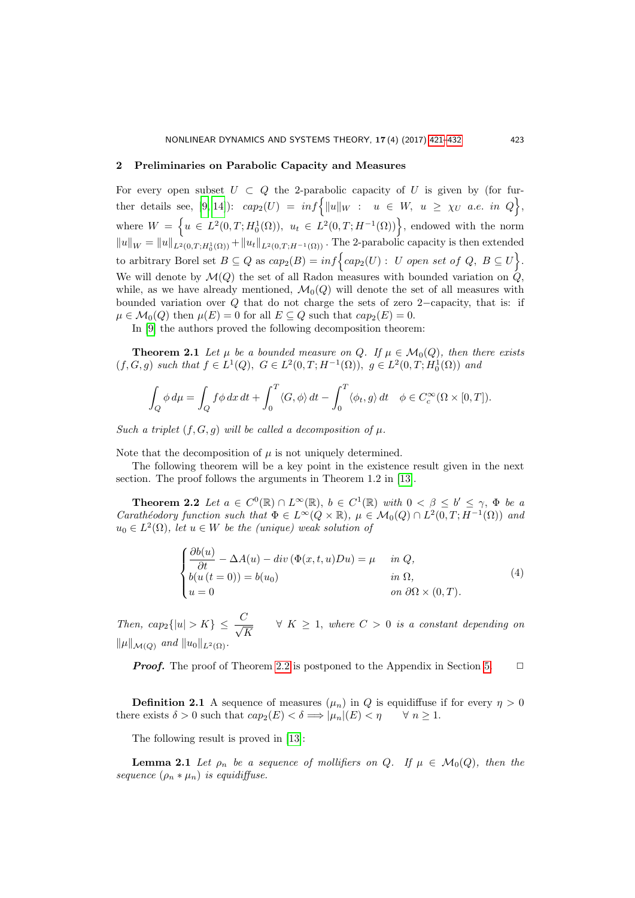## 2 Preliminaries on Parabolic Capacity and Measures

For every open subset $U \subset Q$ the 2-parabolic capacity of $U$ is given by (for further details see, [9, 14]): $cap_2(U) = inf\Big\{\|u\|_W \; : \; u \in W, \; u \geq \chi_U \; a.e. \; in \; Q\Big\}$, where $W = \Big\{u \in L^2(0,T;H_0^1(\Omega)), \; u_t \in L^2(0,T;H^{-1}(\Omega))\Big\}$, endowed with the norm $\|u\|_W = \|u\|_{L^2(0,T;H_0^1(\Omega))} + \|u_t\|_{L^2(0,T;H^{-1}(\Omega))}$. The 2-parabolic capacity is then extended to arbitrary Borel set $B \subseteq Q$ as $cap_2(B) = inf\Big\{cap_2(U) : \; U \; open \; set \; of \; Q, \; B \subseteq U\Big\}$. We will denote by $\mathcal{M}(Q)$ the set of all Radon measures with bounded variation on $Q$, while, as we have already mentioned, $\mathcal{M}_0(Q)$ will denote the set of all measures with bounded variation over $Q$ that do not charge the sets of zero 2−capacity, that is: if $\mu \in \mathcal{M}_0(Q)$ then $\mu(E) = 0$ for all $E \subseteq Q$ such that $cap_2(E) = 0$.

In [9] the authors proved the following decomposition theorem:

**Theorem 2.1** *Let $\mu$ be a bounded measure on $Q$. If $\mu \in \mathcal{M}_0(Q)$, then there exists $(f, G, g)$ such that $f \in L^1(Q)$, $G \in L^2(0,T;H^{-1}(\Omega))$, $g \in L^2(0,T;H_0^1(\Omega))$ and*

$$\int_Q \phi \, d\mu = \int_Q f\phi \, dx \, dt + \int_0^T \langle G, \phi\rangle \, dt - \int_0^T \langle \phi_t, g\rangle \, dt \quad \phi \in C_c^\infty(\Omega \times [0,T]).$$

*Such a triplet $(f, G, g)$ will be called a decomposition of $\mu$.*

Note that the decomposition of $\mu$ is not uniquely determined.

The following theorem will be a key point in the existence result given in the next section. The proof follows the arguments in Theorem 1.2 in [13].

**Theorem 2.2** *Let $a \in C^0(\mathbb{R}) \cap L^\infty(\mathbb{R})$, $b \in C^1(\mathbb{R})$ with $0 < \beta \leq b' \leq \gamma$, $\Phi$ be a Carathéodory function such that $\Phi \in L^\infty(Q \times \mathbb{R})$, $\mu \in \mathcal{M}_0(Q) \cap L^2(0,T;H^{-1}(\Omega))$ and $u_0 \in L^2(\Omega)$, let $u \in W$ be the (unique) weak solution of*

$$\begin{cases} \dfrac{\partial b(u)}{\partial t} - \Delta A(u) - div\,(\Phi(x,t,u)Du) = \mu & in \; Q, \\ b(u\,(t=0)) = b(u_0) & in \; \Omega, \\ u = 0 & on \; \partial\Omega \times (0,T). \end{cases} \tag{4}$$

*Then, $cap_2\{|u| > K\} \leq \dfrac{C}{\sqrt{K}} \qquad \forall \; K \geq 1$, where $C > 0$ is a constant depending on $\|\mu\|_{\mathcal{M}(Q)}$ and $\|u_0\|_{L^2(\Omega)}$.*

***Proof.*** The proof of Theorem 2.2 is postponed to the Appendix in Section 5. □

**Definition 2.1** A sequence of measures $(\mu_n)$ in $Q$ is equidiffuse if for every $\eta > 0$ there exists $\delta > 0$ such that $cap_2(E) < \delta \Longrightarrow |\mu_n|(E) < \eta \qquad \forall \; n \geq 1$.

The following result is proved in [13]:

**Lemma 2.1** *Let $\rho_n$ be a sequence of mollifiers on $Q$. If $\mu \in \mathcal{M}_0(Q)$, then the sequence $(\rho_n * \mu_n)$ is equidiffuse.*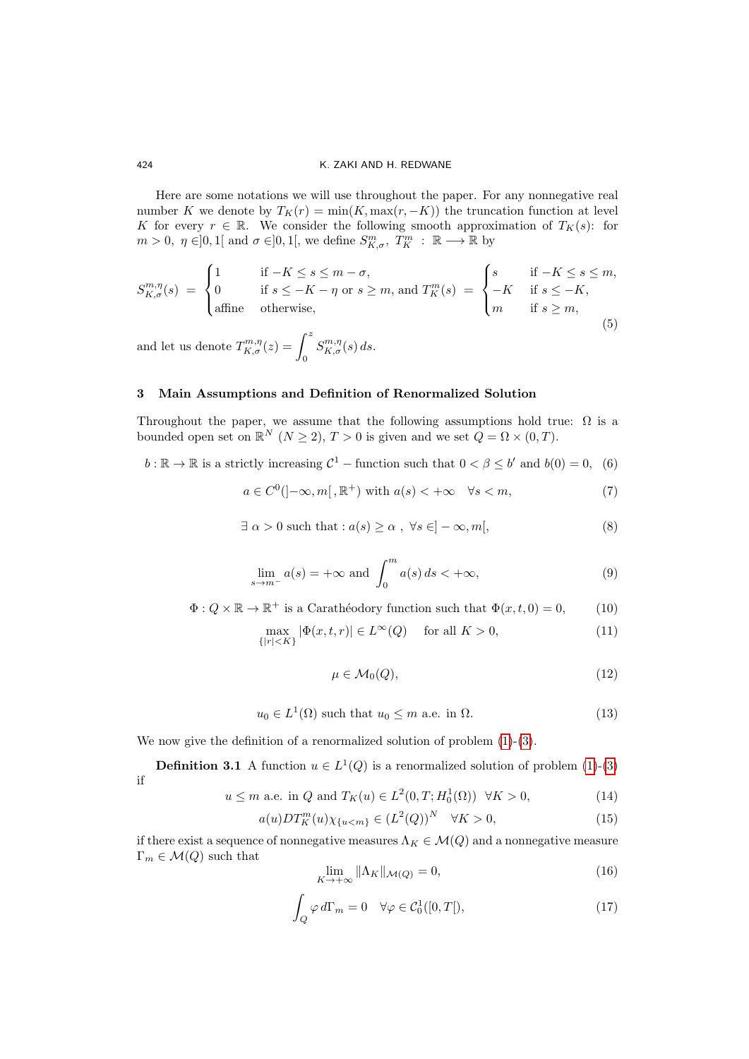Here are some notations we will use throughout the paper. For any nonnegative real number $K$ we denote by $T_K(r) = \min(K, \max(r, -K))$ the truncation function at level $K$ for every $r \in \mathbb{R}$. We consider the following smooth approximation of $T_K(s)$: for $m > 0$, $\eta \in ]0, 1[$ and $\sigma \in ]0, 1[$, we define $S^m_{K,\sigma}$, $T^m_K : \mathbb{R} \longrightarrow \mathbb{R}$ by

$$S^{m,\eta}_{K,\sigma}(s) = \begin{cases} 1 & \text{if } -K \le s \le m - \sigma, \\ 0 & \text{if } s \le -K - \eta \text{ or } s \ge m, \\ \text{affine} & \text{otherwise,} \end{cases} \text{ and } T^m_K(s) = \begin{cases} s & \text{if } -K \le s \le m, \\ -K & \text{if } s \le -K, \\ m & \text{if } s \ge m, \end{cases} \tag{5}$$

and let us denote $T^{m,\eta}_{K,\sigma}(z) = \displaystyle\int_0^z S^{m,\eta}_{K,\sigma}(s)\, ds$.

## 3 Main Assumptions and Definition of Renormalized Solution

Throughout the paper, we assume that the following assumptions hold true: $\Omega$ is a bounded open set on $\mathbb{R}^N$ $(N \ge 2)$, $T > 0$ is given and we set $Q = \Omega \times (0, T)$.

$$b : \mathbb{R} \to \mathbb{R} \text{ is a strictly increasing } \mathcal{C}^1 - \text{function such that } 0 < \beta \le b' \text{ and } b(0) = 0, \tag{6}$$

$$a \in C^0(]-\infty, m[\,, \mathbb{R}^+) \text{ with } a(s) < +\infty \quad \forall s < m, \tag{7}$$

$$\exists\, \alpha > 0 \text{ such that} : a(s) \ge \alpha\ ,\ \forall s \in ]-\infty, m[, \tag{8}$$

$$\lim_{s \to m^-} a(s) = +\infty \text{ and } \int_0^m a(s)\, ds < +\infty, \tag{9}$$

$$\Phi : Q \times \mathbb{R} \to \mathbb{R}^+ \text{ is a Carathéodory function such that } \Phi(x, t, 0) = 0, \tag{10}$$

$$\max_{\{|r| < K\}} |\Phi(x, t, r)| \in L^\infty(Q) \quad \text{ for all } K > 0, \tag{11}$$

$$\mu \in \mathcal{M}_0(Q), \tag{12}$$

$$u_0 \in L^1(\Omega) \text{ such that } u_0 \le m \text{ a.e. in } \Omega. \tag{13}$$

We now give the definition of a renormalized solution of problem (1)-(3).

**Definition 3.1** A function $u \in L^1(Q)$ is a renormalized solution of problem (1)-(3) if

$$u \le m \text{ a.e. in } Q \text{ and } T_K(u) \in L^2(0, T; H^1_0(\Omega)) \ \ \forall K > 0, \tag{14}$$

$$a(u) DT^m_K(u) \chi_{\{u<m\}} \in (L^2(Q))^N \quad \forall K > 0, \tag{15}$$

if there exist a sequence of nonnegative measures $\Lambda_K \in \mathcal{M}(Q)$ and a nonnegative measure $\Gamma_m \in \mathcal{M}(Q)$ such that

$$\lim_{K \to +\infty} \|\Lambda_K\|_{\mathcal{M}(Q)} = 0, \tag{16}$$

$$\int_Q \varphi\, d\Gamma_m = 0 \quad \forall \varphi \in \mathcal{C}^1_0([0, T[), \tag{17}$$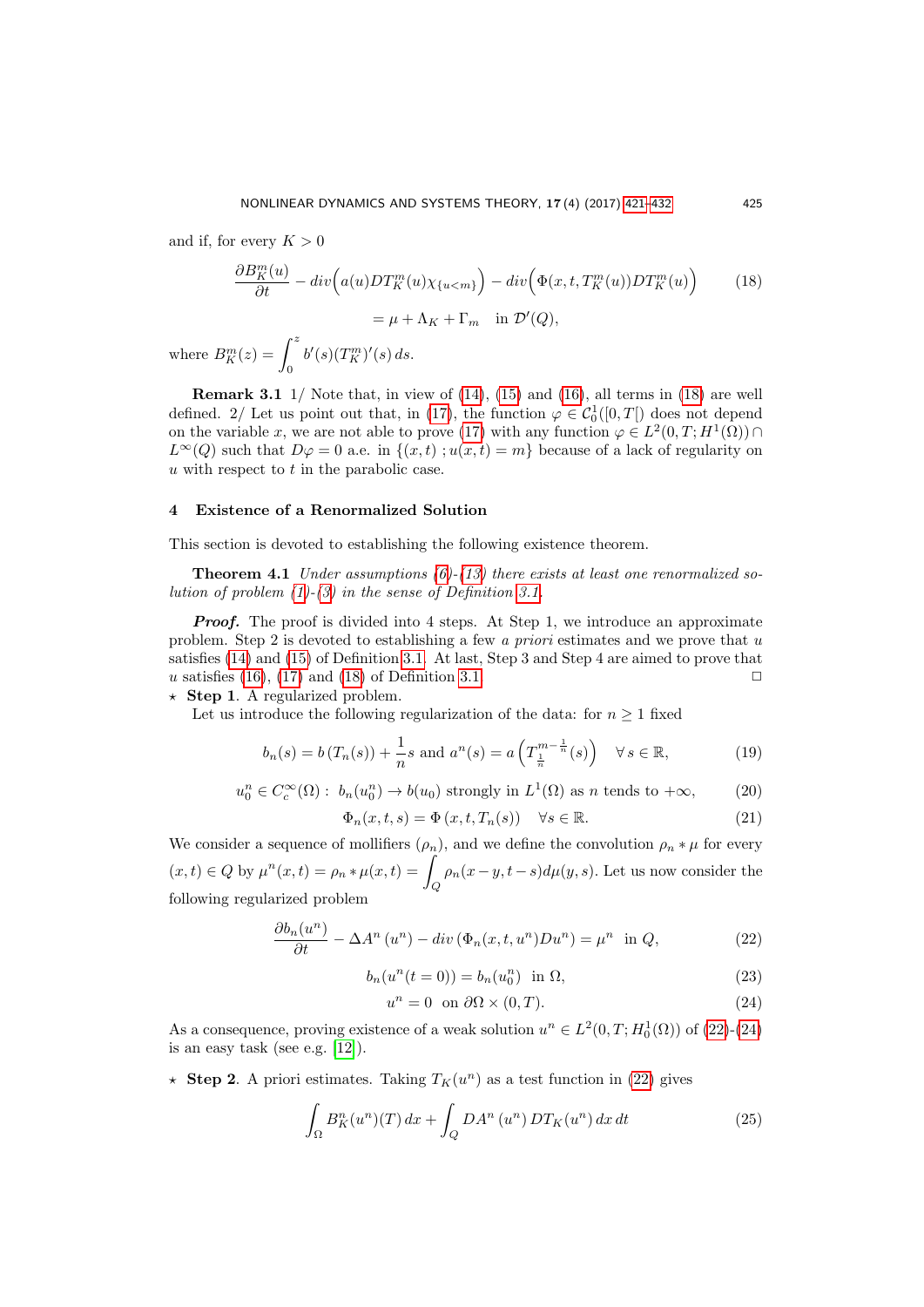and if, for every $K > 0$

$$\frac{\partial B_K^m(u)}{\partial t} - div\Big(a(u)DT_K^m(u)\chi_{\{u<m\}}\Big) - div\Big(\Phi(x,t,T_K^m(u))DT_K^m(u)\Big) \tag{18}$$
$$= \mu + \Lambda_K + \Gamma_m \quad \text{in } \mathcal{D}'(Q),$$

where $B_K^m(z) = \displaystyle\int_0^z b'(s)(T_K^m)'(s)\,ds.$

**Remark 3.1** 1/ Note that, in view of (14), (15) and (16), all terms in (18) are well defined. 2/ Let us point out that, in (17), the function $\varphi \in \mathcal{C}_0^1([0,T[)$ does not depend on the variable $x$, we are not able to prove (17) with any function $\varphi \in L^2(0,T;H^1(\Omega)) \cap L^\infty(Q)$ such that $D\varphi = 0$ a.e. in $\{(x,t)\,;u(x,t) = m\}$ because of a lack of regularity on $u$ with respect to $t$ in the parabolic case.

## 4 Existence of a Renormalized Solution

This section is devoted to establishing the following existence theorem.

**Theorem 4.1** *Under assumptions (6)-(13) there exists at least one renormalized solution of problem (1)-(3) in the sense of Definition 3.1.*

***Proof.*** The proof is divided into 4 steps. At Step 1, we introduce an approximate problem. Step 2 is devoted to establishing a few *a priori* estimates and we prove that $u$ satisfies (14) and (15) of Definition 3.1. At last, Step 3 and Step 4 are aimed to prove that $u$ satisfies (16), (17) and (18) of Definition 3.1. □

⋆ **Step 1**. A regularized problem.

Let us introduce the following regularization of the data: for $n \geq 1$ fixed

$$b_n(s) = b\left(T_n(s)\right) + \frac{1}{n}s \text{ and } a^n(s) = a\left(T_{\frac{1}{n}}^{m-\frac{1}{n}}(s)\right) \quad \forall s \in \mathbb{R}, \tag{19}$$

$$u_0^n \in C_c^\infty(\Omega): \; b_n(u_0^n) \to b(u_0) \text{ strongly in } L^1(\Omega) \text{ as } n \text{ tends to } +\infty, \tag{20}$$

$$\Phi_n(x,t,s) = \Phi\left(x,t,T_n(s)\right) \quad \forall s \in \mathbb{R}. \tag{21}$$

We consider a sequence of mollifiers $(\rho_n)$, and we define the convolution $\rho_n * \mu$ for every $(x,t) \in Q$ by $\mu^n(x,t) = \rho_n * \mu(x,t) = \displaystyle\int_Q \rho_n(x-y,t-s)d\mu(y,s)$. Let us now consider the following regularized problem

$$\frac{\partial b_n(u^n)}{\partial t} - \Delta A^n\left(u^n\right) - div\left(\Phi_n(x,t,u^n)Du^n\right) = \mu^n \;\text{ in } Q, \tag{22}$$

$$b_n(u^n(t=0)) = b_n(u_0^n) \;\text{ in } \Omega, \tag{23}$$

$$u^n = 0 \;\text{ on } \partial\Omega \times (0,T). \tag{24}$$

As a consequence, proving existence of a weak solution $u^n \in L^2(0,T;H_0^1(\Omega))$ of (22)-(24) is an easy task (see e.g. [12]).

⋆ **Step 2**. A priori estimates. Taking $T_K(u^n)$ as a test function in (22) gives

$$\int_\Omega B_K^n(u^n)(T)\,dx + \int_Q DA^n\left(u^n\right)DT_K(u^n)\,dx\,dt \tag{25}$$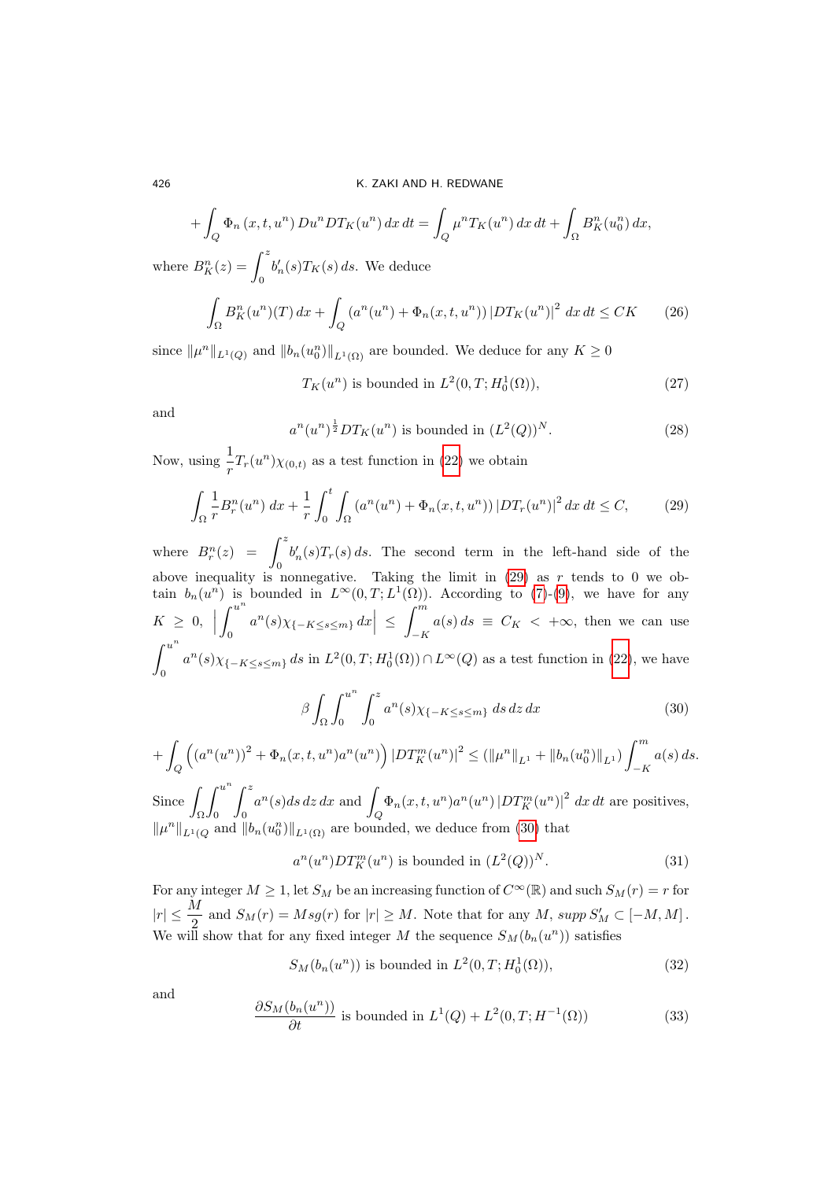$$+\int_Q \Phi_n(x,t,u^n)\, Du^n DT_K(u^n)\,dx\,dt = \int_Q \mu^n T_K(u^n)\,dx\,dt + \int_\Omega B_K^n(u_0^n)\,dx,$$

where $B_K^n(z) = \displaystyle\int_0^z b_n'(s)T_K(s)\,ds$. We deduce

$$\int_\Omega B_K^n(u^n)(T)\,dx + \int_Q (a^n(u^n) + \Phi_n(x,t,u^n))\,|DT_K(u^n)|^2\,dx\,dt \le CK \tag{26}$$

since $\|\mu^n\|_{L^1(Q)}$ and $\|b_n(u_0^n)\|_{L^1(\Omega)}$ are bounded. We deduce for any $K \ge 0$

$$T_K(u^n) \text{ is bounded in } L^2(0,T;H_0^1(\Omega)), \tag{27}$$

and

$$a^n(u^n)^{\frac{1}{2}} DT_K(u^n) \text{ is bounded in } (L^2(Q))^N. \tag{28}$$

Now, using $\frac{1}{r}T_r(u^n)\chi_{(0,t)}$ as a test function in (22) we obtain

$$\int_\Omega \frac{1}{r}B_r^n(u^n)\,dx + \frac{1}{r}\int_0^t\int_\Omega (a^n(u^n) + \Phi_n(x,t,u^n))\,|DT_r(u^n)|^2\,dx\,dt \le C, \tag{29}$$

where $B_r^n(z) = \displaystyle\int_0^z b_n'(s)T_r(s)\,ds$. The second term in the left-hand side of the above inequality is nonnegative. Taking the limit in (29) as $r$ tends to 0 we obtain $b_n(u^n)$ is bounded in $L^\infty(0,T;L^1(\Omega))$. According to (7)-(9), we have for any $K \ge 0$, $\left|\displaystyle\int_0^{u^n} a^n(s)\chi_{\{-K\le s\le m\}}\,dx\right| \le \displaystyle\int_{-K}^m a(s)\,ds \equiv C_K < +\infty$, then we can use $\displaystyle\int_0^{u^n} a^n(s)\chi_{\{-K\le s\le m\}}\,ds$ in $L^2(0,T;H_0^1(\Omega))\cap L^\infty(Q)$ as a test function in (22), we have

$$\beta\int_\Omega\int_0^{u^n}\int_0^z a^n(s)\chi_{\{-K\le s\le m\}}\,ds\,dz\,dx \tag{30}$$

$$+\int_Q \Big((a^n(u^n))^2 + \Phi_n(x,t,u^n)a^n(u^n)\Big)\,|DT_K^m(u^n)|^2 \le (\|\mu^n\|_{L^1} + \|b_n(u_0^n)\|_{L^1})\int_{-K}^m a(s)\,ds.$$

Since $\displaystyle\int_\Omega\int_0^{u^n}\int_0^z a^n(s)ds\,dz\,dx$ and $\displaystyle\int_Q \Phi_n(x,t,u^n)a^n(u^n)\,|DT_K^m(u^n)|^2\,dx\,dt$ are positives, $\|\mu^n\|_{L^1(Q}$ and $\|b_n(u_0^n)\|_{L^1(\Omega)}$ are bounded, we deduce from (30) that

$$a^n(u^n)DT_K^m(u^n) \text{ is bounded in } (L^2(Q))^N. \tag{31}$$

For any integer $M \ge 1$, let $S_M$ be an increasing function of $C^\infty(\mathbb{R})$ and such $S_M(r) = r$ for $|r| \le \dfrac{M}{2}$ and $S_M(r) = M sg(r)$ for $|r| \ge M$. Note that for any $M$, $supp\, S_M' \subset [-M,M]$. We will show that for any fixed integer $M$ the sequence $S_M(b_n(u^n))$ satisfies

$$S_M(b_n(u^n)) \text{ is bounded in } L^2(0,T;H_0^1(\Omega)), \tag{32}$$

and

$$\frac{\partial S_M(b_n(u^n))}{\partial t} \text{ is bounded in } L^1(Q) + L^2(0,T;H^{-1}(\Omega)) \tag{33}$$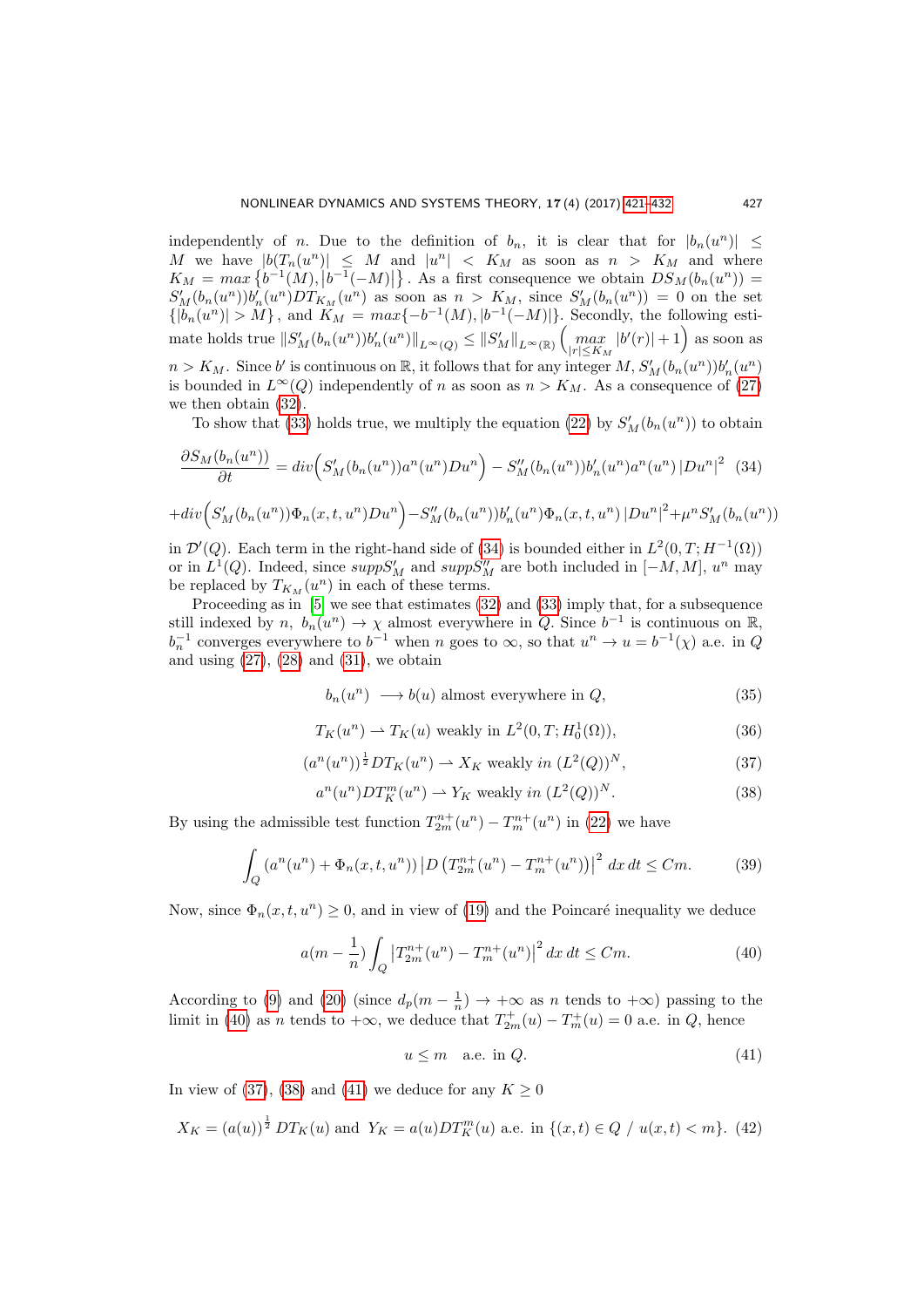independently of $n$. Due to the definition of $b_n$, it is clear that for $|b_n(u^n)| \leq M$ we have $|b(T_n(u^n)| \leq M$ and $|u^n| < K_M$ as soon as $n > K_M$ and where $K_M = max\left\{b^{-1}(M), \left|b^{-1}(-M)\right|\right\}$. As a first consequence we obtain $DS_M(b_n(u^n)) = S'_M(b_n(u^n))b'_n(u^n)DT_{K_M}(u^n)$ as soon as $n > K_M$, since $S'_M(b_n(u^n)) = 0$ on the set $\{|b_n(u^n)| > M\}$, and $K_M = max\{-b^{-1}(M), |b^{-1}(-M)|\}$. Secondly, the following estimate holds true $\|S'_M(b_n(u^n))b'_n(u^n)\|_{L^\infty(Q)} \leq \|S'_M\|_{L^\infty(\mathbb{R})} \left(\max_{|r|\leq K_M} |b'(r)| + 1\right)$ as soon as $n > K_M$. Since $b'$ is continuous on $\mathbb{R}$, it follows that for any integer $M$, $S'_M(b_n(u^n))b'_n(u^n)$ is bounded in $L^\infty(Q)$ independently of $n$ as soon as $n > K_M$. As a consequence of (27) we then obtain (32).

To show that (33) holds true, we multiply the equation (22) by $S'_M(b_n(u^n))$ to obtain

$$\frac{\partial S_M(b_n(u^n))}{\partial t} = div\Big(S'_M(b_n(u^n))a^n(u^n)Du^n\Big) - S''_M(b_n(u^n))b'_n(u^n)a^n(u^n)\left|Du^n\right|^2 \quad (34)$$

$$+div\Big(S'_M(b_n(u^n))\Phi_n(x,t,u^n)Du^n\Big) - S''_M(b_n(u^n))b'_n(u^n)\Phi_n(x,t,u^n)\left|Du^n\right|^2 + \mu^n S'_M(b_n(u^n))$$

in $\mathcal{D}'(Q)$. Each term in the right-hand side of (34) is bounded either in $L^2(0,T;H^{-1}(\Omega))$ or in $L^1(Q)$. Indeed, since $supp S'_M$ and $supp S''_M$ are both included in $[-M, M]$, $u^n$ may be replaced by $T_{K_M}(u^n)$ in each of these terms.

Proceeding as in [5] we see that estimates (32) and (33) imply that, for a subsequence still indexed by $n$, $b_n(u^n) \to \chi$ almost everywhere in $Q$. Since $b^{-1}$ is continuous on $\mathbb{R}$, $b_n^{-1}$ converges everywhere to $b^{-1}$ when $n$ goes to $\infty$, so that $u^n \to u = b^{-1}(\chi)$ a.e. in $Q$ and using (27), (28) and (31), we obtain

$$b_n(u^n) \longrightarrow b(u) \text{ almost everywhere in } Q, \quad (35)$$

$$T_K(u^n) \rightharpoonup T_K(u) \text{ weakly in } L^2(0,T;H_0^1(\Omega)), \quad (36)$$

$$(a^n(u^n))^{\frac{1}{2}} DT_K(u^n) \rightharpoonup X_K \text{ weakly } in\ (L^2(Q))^N, \quad (37)$$

$$a^n(u^n)DT_K^m(u^n) \rightharpoonup Y_K \text{ weakly } in\ (L^2(Q))^N. \quad (38)$$

By using the admissible test function $T_{2m}^{n+}(u^n) - T_m^{n+}(u^n)$ in (22) we have

$$\int_Q \left(a^n(u^n) + \Phi_n(x,t,u^n)\right)\left|D\left(T_{2m}^{n+}(u^n) - T_m^{n+}(u^n)\right)\right|^2 dx\,dt \leq Cm. \quad (39)$$

Now, since $\Phi_n(x,t,u^n) \geq 0$, and in view of (19) and the Poincaré inequality we deduce

$$a(m - \frac{1}{n}) \int_Q \left|T_{2m}^{n+}(u^n) - T_m^{n+}(u^n)\right|^2 dx\,dt \leq Cm. \quad (40)$$

According to (9) and (20) (since $d_p(m - \frac{1}{n}) \to +\infty$ as $n$ tends to $+\infty$) passing to the limit in (40) as $n$ tends to $+\infty$, we deduce that $T_{2m}^{+}(u) - T_m^{+}(u) = 0$ a.e. in $Q$, hence

$$u \leq m \quad \text{a.e. in } Q. \quad (41)$$

In view of (37), (38) and (41) we deduce for any $K \geq 0$

$$X_K = (a(u))^{\frac{1}{2}}\, DT_K(u) \text{ and } Y_K = a(u)DT_K^m(u) \text{ a.e. in } \{(x,t) \in Q \;/\; u(x,t) < m\}. \quad (42)$$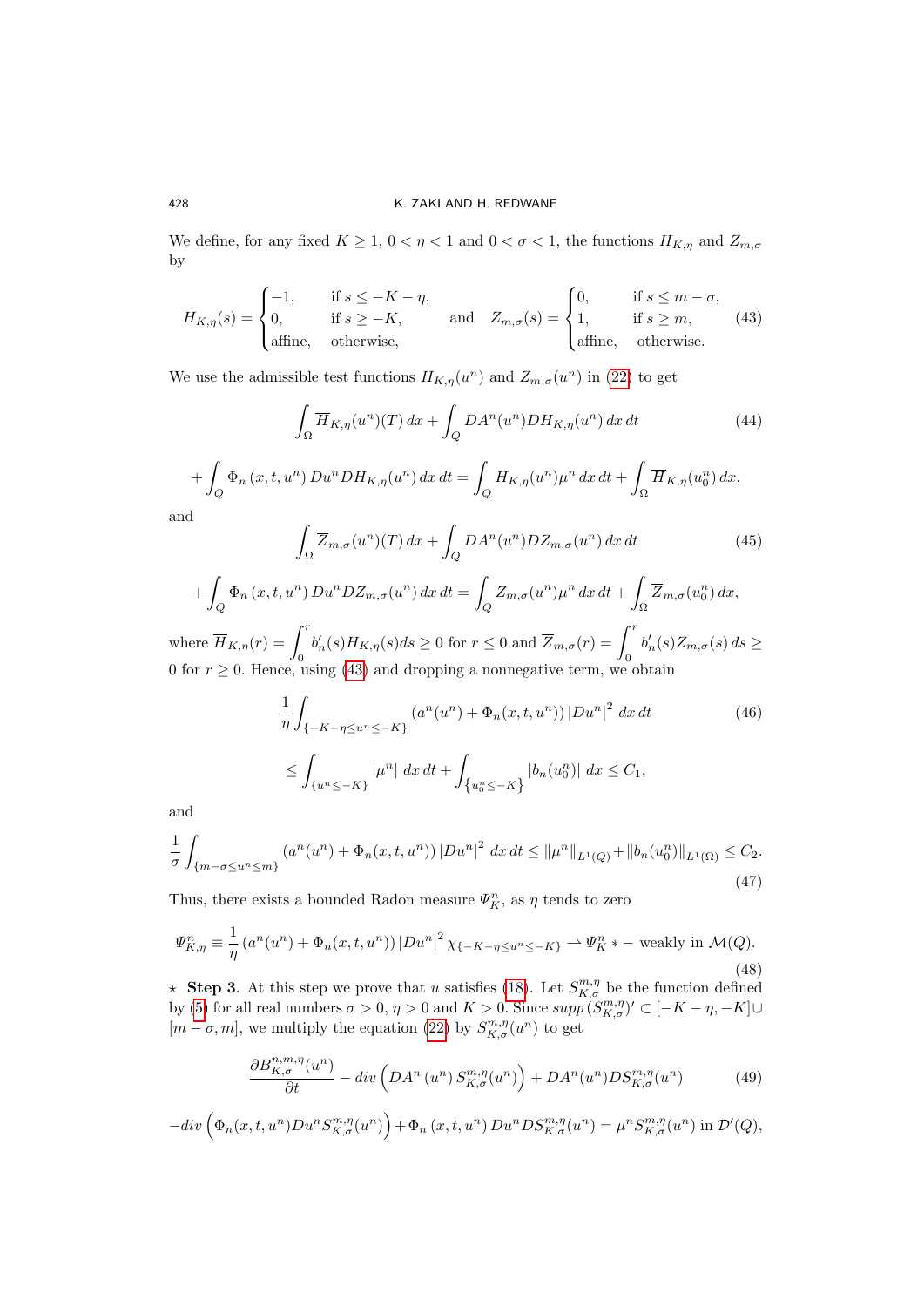We define, for any fixed $K \geq 1$, $0 < \eta < 1$ and $0 < \sigma < 1$, the functions $H_{K,\eta}$ and $Z_{m,\sigma}$ by

$$H_{K,\eta}(s) = \begin{cases} -1, & \text{if } s \leq -K-\eta, \\ 0, & \text{if } s \geq -K, \\ \text{affine}, & \text{otherwise}, \end{cases} \quad \text{and} \quad Z_{m,\sigma}(s) = \begin{cases} 0, & \text{if } s \leq m-\sigma, \\ 1, & \text{if } s \geq m, \\ \text{affine}, & \text{otherwise}. \end{cases} \tag{43}$$

We use the admissible test functions $H_{K,\eta}(u^n)$ and $Z_{m,\sigma}(u^n)$ in (22) to get

$$\int_\Omega \overline{H}_{K,\eta}(u^n)(T)\,dx + \int_Q DA^n(u^n)DH_{K,\eta}(u^n)\,dx\,dt \tag{44}$$

$$+ \int_Q \Phi_n(x,t,u^n)\,Du^n DH_{K,\eta}(u^n)\,dx\,dt = \int_Q H_{K,\eta}(u^n)\mu^n\,dx\,dt + \int_\Omega \overline{H}_{K,\eta}(u_0^n)\,dx,$$

and

$$\int_\Omega \overline{Z}_{m,\sigma}(u^n)(T)\,dx + \int_Q DA^n(u^n)DZ_{m,\sigma}(u^n)\,dx\,dt \tag{45}$$

$$+ \int_Q \Phi_n(x,t,u^n)\,Du^n DZ_{m,\sigma}(u^n)\,dx\,dt = \int_Q Z_{m,\sigma}(u^n)\mu^n\,dx\,dt + \int_\Omega \overline{Z}_{m,\sigma}(u_0^n)\,dx,$$

where $\overline{H}_{K,\eta}(r) = \displaystyle\int_0^r b_n'(s)H_{K,\eta}(s)ds \geq 0$ for $r \leq 0$ and $\overline{Z}_{m,\sigma}(r) = \displaystyle\int_0^r b_n'(s)Z_{m,\sigma}(s)\,ds \geq 0$ for $r \geq 0$. Hence, using (43) and dropping a nonnegative term, we obtain

$$\frac{1}{\eta}\int_{\{-K-\eta \leq u^n \leq -K\}} (a^n(u^n) + \Phi_n(x,t,u^n))\,|Du^n|^2\,dx\,dt \tag{46}$$

$$\leq \int_{\{u^n \leq -K\}} |\mu^n|\,dx\,dt + \int_{\left\{u_0^n \leq -K\right\}} |b_n(u_0^n)|\,dx \leq C_1,$$

and

$$\frac{1}{\sigma}\int_{\{m-\sigma \leq u^n \leq m\}} (a^n(u^n) + \Phi_n(x,t,u^n))\,|Du^n|^2\,dx\,dt \leq \|\mu^n\|_{L^1(Q)} + \|b_n(u_0^n)\|_{L^1(\Omega)} \leq C_2. \tag{47}$$

Thus, there exists a bounded Radon measure $\Psi_K^n$, as $\eta$ tends to zero

$$\Psi_{K,\eta}^n \equiv \frac{1}{\eta}\left(a^n(u^n) + \Phi_n(x,t,u^n)\right)|Du^n|^2\,\chi_{\{-K-\eta \leq u^n \leq -K\}} \rightharpoonup \Psi_K^n \ * - \text{ weakly in } \mathcal{M}(Q). \tag{48}$$

$\star$ **Step 3**. At this step we prove that $u$ satisfies (18). Let $S_{K,\sigma}^{m,\eta}$ be the function defined by (5) for all real numbers $\sigma > 0$, $\eta > 0$ and $K > 0$. Since $supp\,(S_{K,\sigma}^{m,\eta})' \subset [-K-\eta,-K] \cup [m-\sigma, m]$, we multiply the equation (22) by $S_{K,\sigma}^{m,\eta}(u^n)$ to get

$$\frac{\partial B_{K,\sigma}^{n,m,\eta}(u^n)}{\partial t} - div\left(DA^n(u^n)\,S_{K,\sigma}^{m,\eta}(u^n)\right) + DA^n(u^n)DS_{K,\sigma}^{m,\eta}(u^n) \tag{49}$$

$$-div\left(\Phi_n(x,t,u^n)Du^n S_{K,\sigma}^{m,\eta}(u^n)\right) + \Phi_n(x,t,u^n)\,Du^n DS_{K,\sigma}^{m,\eta}(u^n) = \mu^n S_{K,\sigma}^{m,\eta}(u^n) \text{ in } \mathcal{D}'(Q),$$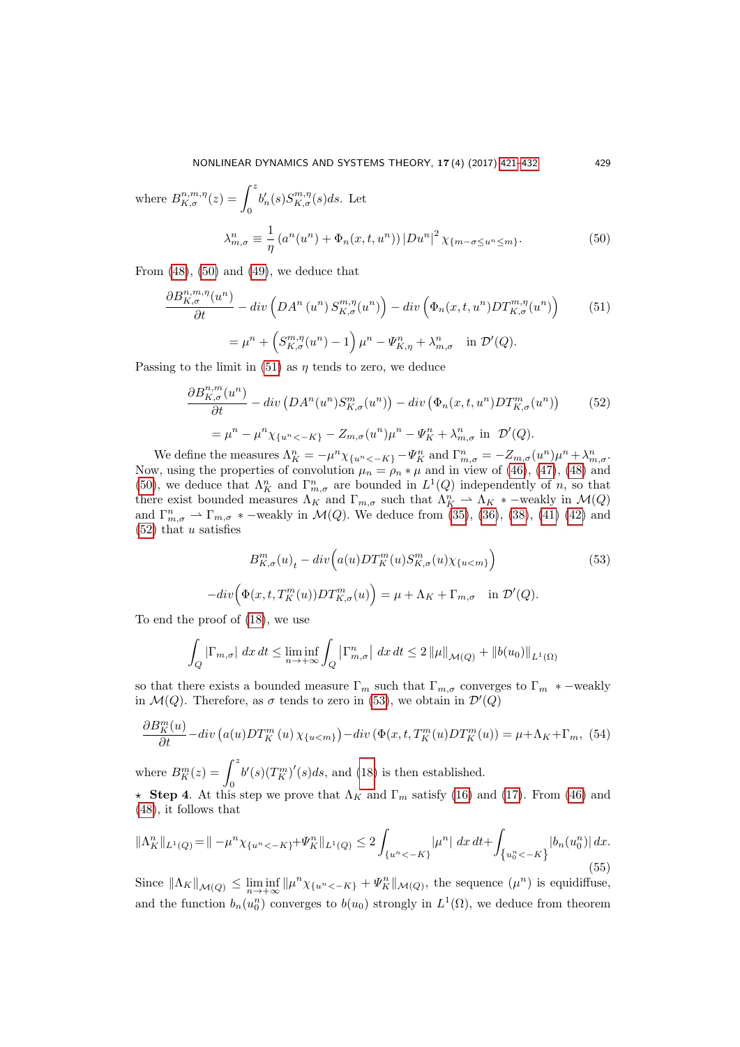where $B^{n,m,\eta}_{K,\sigma}(z) = \displaystyle\int_0^z b_n'(s) S^{m,\eta}_{K,\sigma}(s) ds$. Let

$$\lambda^n_{m,\sigma} \equiv \frac{1}{\eta}\left(a^n(u^n) + \Phi_n(x,t,u^n)\right)|Du^n|^2 \chi_{\{m-\sigma\le u^n \le m\}}. \tag{50}$$

From (48), (50) and (49), we deduce that

$$\frac{\partial B^{n,m,\eta}_{K,\sigma}(u^n)}{\partial t} - div\left(DA^n(u^n) S^{m,\eta}_{K,\sigma}(u^n)\right) - div\left(\Phi_n(x,t,u^n) DT^{m,\eta}_{K,\sigma}(u^n)\right) \tag{51}$$

$$= \mu^n + \left(S^{m,\eta}_{K,\sigma}(u^n) - 1\right)\mu^n - \Psi^n_{K,\eta} + \lambda^n_{m,\sigma} \quad \text{in } \mathcal{D}'(Q).$$

Passing to the limit in (51) as $\eta$ tends to zero, we deduce

$$\frac{\partial B^{n,m}_{K,\sigma}(u^n)}{\partial t} - div\left(DA^n(u^n) S^m_{K,\sigma}(u^n)\right) - div\left(\Phi_n(x,t,u^n) DT^m_{K,\sigma}(u^n)\right) \tag{52}$$

$$= \mu^n - \mu^n\chi_{\{u^n<-K\}} - Z_{m,\sigma}(u^n)\mu^n - \Psi^n_K + \lambda^n_{m,\sigma} \text{ in } \mathcal{D}'(Q).$$

We define the measures $\Lambda^n_K = -\mu^n\chi_{\{u^n<-K\}} - \Psi^n_K$ and $\Gamma^n_{m,\sigma} = -Z_{m,\sigma}(u^n)\mu^n + \lambda^n_{m,\sigma}$. Now, using the properties of convolution $\mu_n = \rho_n * \mu$ and in view of (46), (47), (48) and (50), we deduce that $\Lambda^n_K$ and $\Gamma^n_{m,\sigma}$ are bounded in $L^1(Q)$ independently of $n$, so that there exist bounded measures $\Lambda_K$ and $\Gamma_{m,\sigma}$ such that $\Lambda^n_K \rightharpoonup \Lambda_K$ $*$-weakly in $\mathcal{M}(Q)$ and $\Gamma^n_{m,\sigma} \rightharpoonup \Gamma_{m,\sigma}$ $*$-weakly in $\mathcal{M}(Q)$. We deduce from (35), (36), (38), (41) (42) and (52) that $u$ satisfies

$$B^m_{K,\sigma}(u)_t - div\Big(a(u) DT^m_K(u) S^m_{K,\sigma}(u)\chi_{\{u<m\}}\Big) \tag{53}$$

$$-div\Big(\Phi(x,t,T^m_K(u)) DT^m_{K,\sigma}(u)\Big) = \mu + \Lambda_K + \Gamma_{m,\sigma} \quad \text{in } \mathcal{D}'(Q).$$

To end the proof of (18), we use

$$\int_Q |\Gamma_{m,\sigma}|\, dx\, dt \le \liminf_{n\to+\infty} \int_Q \left|\Gamma^n_{m,\sigma}\right|\, dx\, dt \le 2\,\|\mu\|_{\mathcal{M}(Q)} + \|b(u_0)\|_{L^1(\Omega)}$$

so that there exists a bounded measure $\Gamma_m$ such that $\Gamma_{m,\sigma}$ converges to $\Gamma_m$ $*$-weakly in $\mathcal{M}(Q)$. Therefore, as $\sigma$ tends to zero in (53), we obtain in $\mathcal{D}'(Q)$

$$\frac{\partial B^m_K(u)}{\partial t} - div\left(a(u) DT^m_K(u)\chi_{\{u<m\}}\right) - div\left(\Phi(x,t,T^m_K(u)) DT^m_K(u)\right) = \mu + \Lambda_K + \Gamma_m, \tag{54}$$

where $B^m_K(z) = \displaystyle\int_0^z b'(s)(T^m_K)'(s) ds$, and (18) is then established.

$\star$ **Step 4**. At this step we prove that $\Lambda_K$ and $\Gamma_m$ satisfy (16) and (17). From (46) and (48), it follows that

$$\|\Lambda^n_K\|_{L^1(Q)} = \| -\mu^n\chi_{\{u^n<-K\}} + \Psi^n_K\|_{L^1(Q)} \le 2\int_{\{u^n<-K\}} |\mu^n|\, dx\, dt + \int_{\{u^n_0<-K\}} |b_n(u^n_0)|\, dx. \tag{55}$$

Since $\|\Lambda_K\|_{\mathcal{M}(Q)} \le \liminf_{n\to+\infty} \|\mu^n\chi_{\{u^n<-K\}} + \Psi^n_K\|_{\mathcal{M}(Q)}$, the sequence $(\mu^n)$ is equidiffuse, and the function $b_n(u^n_0)$ converges to $b(u_0)$ strongly in $L^1(\Omega)$, we deduce from theorem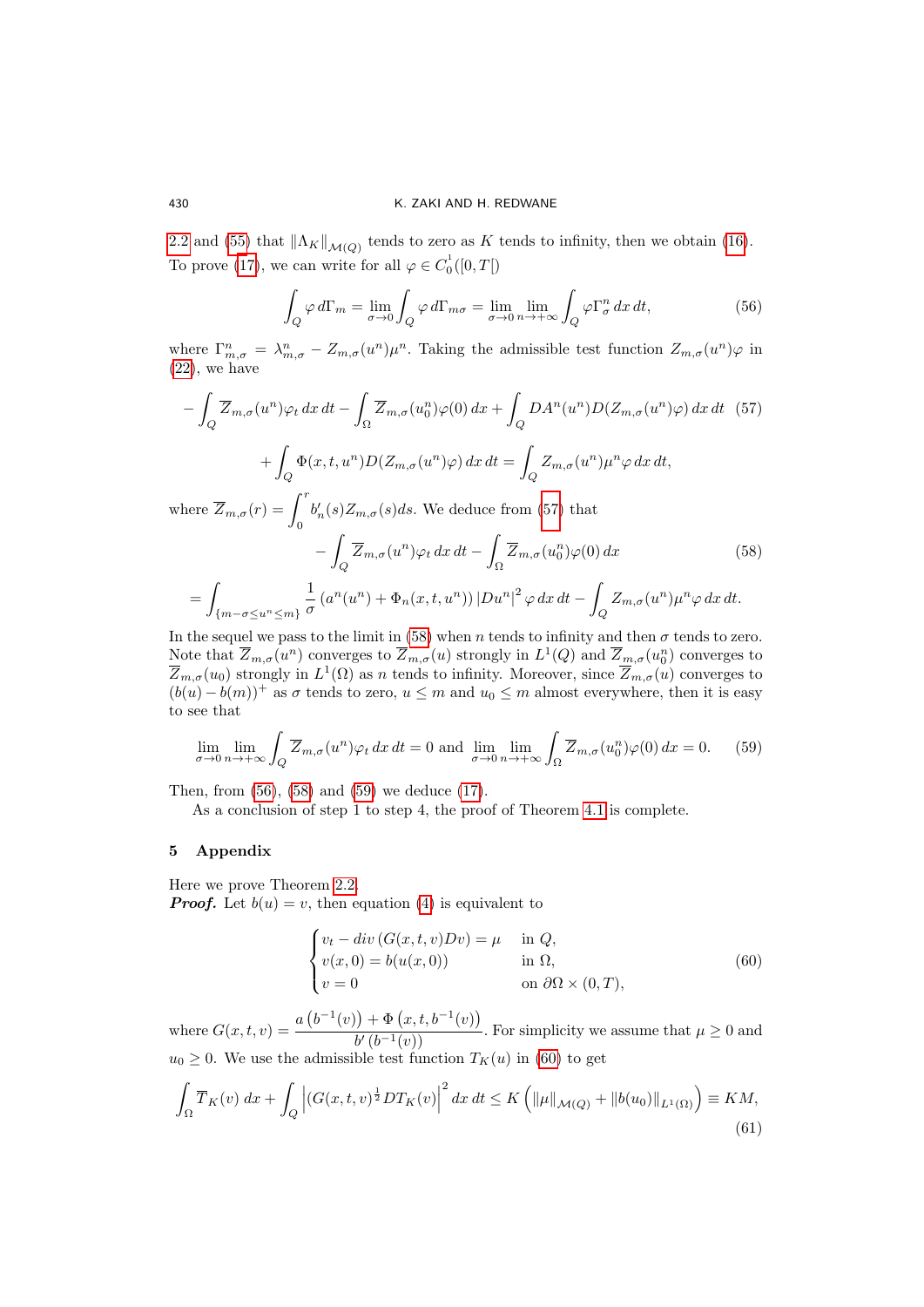2.2 and (55) that $\|\Lambda_K\|_{\mathcal{M}(Q)}$ tends to zero as $K$ tends to infinity, then we obtain (16). To prove (17), we can write for all $\varphi \in C_0^1([0,T[)$

$$\int_Q \varphi \, d\Gamma_m = \lim_{\sigma\to 0}\int_Q \varphi \, d\Gamma_{m\sigma} = \lim_{\sigma\to 0}\lim_{n\to+\infty}\int_Q \varphi \Gamma_\sigma^n \, dx\, dt, \tag{56}$$

where $\Gamma_{m,\sigma}^n = \lambda_{m,\sigma}^n - Z_{m,\sigma}(u^n)\mu^n$. Taking the admissible test function $Z_{m,\sigma}(u^n)\varphi$ in (22), we have

$$-\int_Q \overline{Z}_{m,\sigma}(u^n)\varphi_t \, dx\, dt - \int_\Omega \overline{Z}_{m,\sigma}(u_0^n)\varphi(0)\, dx + \int_Q DA^n(u^n)D(Z_{m,\sigma}(u^n)\varphi)\, dx\, dt \tag{57}$$

$$+\int_Q \Phi(x,t,u^n)D(Z_{m,\sigma}(u^n)\varphi)\, dx\, dt = \int_Q Z_{m,\sigma}(u^n)\mu^n\varphi\, dx\, dt,$$

where $\overline{Z}_{m,\sigma}(r) = \displaystyle\int_0^r b_n'(s)Z_{m,\sigma}(s)ds$. We deduce from (57) that

$$-\int_Q \overline{Z}_{m,\sigma}(u^n)\varphi_t \, dx\, dt - \int_\Omega \overline{Z}_{m,\sigma}(u_0^n)\varphi(0)\, dx \tag{58}$$

$$= \int_{\{m-\sigma\le u^n\le m\}} \frac{1}{\sigma}\left(a^n(u^n) + \Phi_n(x,t,u^n)\right)|Du^n|^2\varphi\, dx\, dt - \int_Q Z_{m,\sigma}(u^n)\mu^n\varphi\, dx\, dt.$$

In the sequel we pass to the limit in (58) when $n$ tends to infinity and then $\sigma$ tends to zero. Note that $\overline{Z}_{m,\sigma}(u^n)$ converges to $\overline{Z}_{m,\sigma}(u)$ strongly in $L^1(Q)$ and $\overline{Z}_{m,\sigma}(u_0^n)$ converges to $\overline{Z}_{m,\sigma}(u_0)$ strongly in $L^1(\Omega)$ as $n$ tends to infinity. Moreover, since $\overline{Z}_{m,\sigma}(u)$ converges to $(b(u)-b(m))^+$ as $\sigma$ tends to zero, $u \le m$ and $u_0 \le m$ almost everywhere, then it is easy to see that

$$\lim_{\sigma\to 0}\lim_{n\to+\infty}\int_Q \overline{Z}_{m,\sigma}(u^n)\varphi_t\, dx\, dt = 0 \text{ and } \lim_{\sigma\to 0}\lim_{n\to+\infty}\int_\Omega \overline{Z}_{m,\sigma}(u_0^n)\varphi(0)\, dx = 0. \tag{59}$$

Then, from (56), (58) and (59) we deduce (17).

As a conclusion of step 1 to step 4, the proof of Theorem 4.1 is complete.

## 5 Appendix

Here we prove Theorem 2.2.

***Proof.*** Let $b(u) = v$, then equation (4) is equivalent to

$$\begin{cases} v_t - div\,(G(x,t,v)Dv) = \mu & \text{in } Q,\\ v(x,0) = b(u(x,0)) & \text{in } \Omega,\\ v = 0 & \text{on } \partial\Omega\times(0,T), \end{cases} \tag{60}$$

where $G(x,t,v) = \dfrac{a\left(b^{-1}(v)\right) + \Phi\left(x,t,b^{-1}(v)\right)}{b'\left(b^{-1}(v)\right)}$. For simplicity we assume that $\mu \ge 0$ and $u_0 \ge 0$. We use the admissible test function $T_K(u)$ in (60) to get

$$\int_\Omega \overline{T}_K(v)\, dx + \int_Q \left|(G(x,t,v)^{\frac{1}{2}}DT_K(v)\right|^2 dx\, dt \le K\left(\|\mu\|_{\mathcal{M}(Q)} + \|b(u_0)\|_{L^1(\Omega)}\right) \equiv KM, \tag{61}$$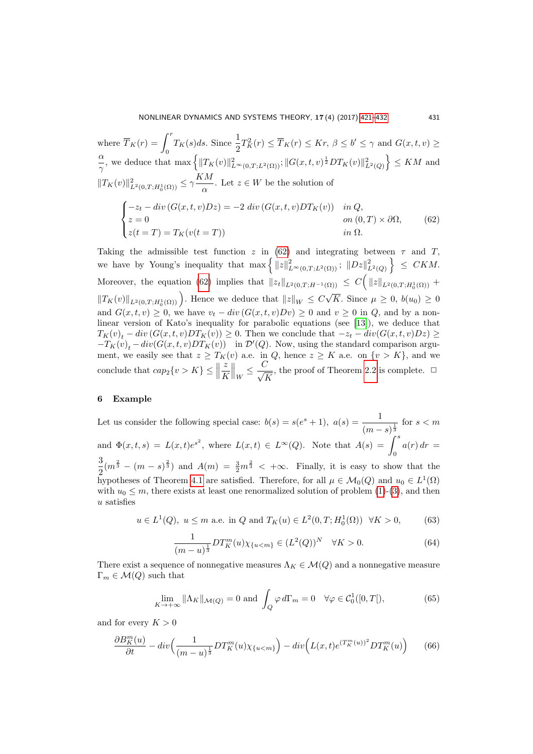where $\overline{T}_K(r) = \displaystyle\int_0^r T_K(s)ds$. Since $\dfrac{1}{2}T_K^2(r) \le \overline{T}_K(r) \le Kr$, $\beta \le b' \le \gamma$ and $G(x,t,v) \ge \dfrac{\alpha}{\gamma}$, we deduce that $\max\left\{\|T_K(v)\|^2_{L^\infty(0,T;L^2(\Omega))}; \|G(x,t,v)^{\frac{1}{2}}DT_K(v)\|^2_{L^2(Q)}\right\} \le KM$ and $\|T_K(v)\|^2_{L^2(0,T;H_0^1(\Omega))} \le \gamma\dfrac{KM}{\alpha}$. Let $z \in W$ be the solution of

$$
\begin{cases}
-z_t - div\,(G(x,t,v)Dz) = -2\; div\,(G(x,t,v)DT_K(v)) & in\ Q,\\
z = 0 & on\ (0,T)\times\partial\Omega,\\
z(t=T) = T_K(v(t=T)) & in\ \Omega.
\end{cases}
\tag{62}
$$

Taking the admissible test function $z$ in (62) and integrating between $\tau$ and $T$, we have by Young's inequality that $\max\left\{\|z\|^2_{L^\infty(0,T;L^2(\Omega))};\ \|Dz\|^2_{L^2(Q)}\right\} \le CKM$. Moreover, the equation (62) implies that $\|z_t\|_{L^2(0,T;H^{-1}(\Omega))} \le C\Big(\|z\|_{L^2(0,T;H_0^1(\Omega))} + \|T_K(v)\|_{L^2(0,T;H_0^1(\Omega))}\Big)$. Hence we deduce that $\|z\|_W \le C\sqrt{K}$. Since $\mu \ge 0$, $b(u_0) \ge 0$ and $G(x,t,v) \ge 0$, we have $v_t - div\,(G(x,t,v)Dv) \ge 0$ and $v \ge 0$ in $Q$, and by a nonlinear version of Kato's inequality for parabolic equations (see [13]), we deduce that $T_K(v)_t - div\,(G(x,t,v)DT_K(v)) \ge 0$. Then we conclude that $-z_t - div(G(x,t,v)Dz) \ge -T_K(v)_t - div(G(x,t,v)DT_K(v))$ in $\mathcal{D}'(Q)$. Now, using the standard comparison argument, we easily see that $z \ge T_K(v)$ a.e. in $Q$, hence $z \ge K$ a.e. on $\{v > K\}$, and we conclude that $cap_2\{v > K\} \le \left\|\dfrac{z}{K}\right\|_W \le \dfrac{C}{\sqrt{K}}$, the proof of Theorem 2.2 is complete. $\square$

## 6 Example

Let us consider the following special case: $b(s) = s(e^s + 1)$, $a(s) = \dfrac{1}{(m-s)^{\frac{1}{3}}}$ for $s < m$ and $\Phi(x,t,s) = L(x,t)e^{s^2}$, where $L(x,t) \in L^\infty(Q)$. Note that $A(s) = \displaystyle\int_0^s a(r)\,dr = \dfrac{3}{2}(m^{\frac{2}{3}} - (m-s)^{\frac{2}{3}})$ and $A(m) = \frac{3}{2}m^{\frac{2}{3}} < +\infty$. Finally, it is easy to show that the hypotheses of Theorem 4.1 are satisfied. Therefore, for all $\mu \in \mathcal{M}_0(Q)$ and $u_0 \in L^1(\Omega)$ with $u_0 \le m$, there exists at least one renormalized solution of problem (1)-(3), and then $u$ satisfies

$$
u \in L^1(Q),\ u \le m \text{ a.e. in } Q \text{ and } T_K(u) \in L^2(0,T;H_0^1(\Omega))\ \ \forall K > 0,
\tag{63}
$$

$$
\frac{1}{(m-u)^{\frac{1}{3}}}DT_K^m(u)\chi_{\{u<m\}} \in (L^2(Q))^N \quad \forall K > 0.
\tag{64}
$$

There exist a sequence of nonnegative measures $\Lambda_K \in \mathcal{M}(Q)$ and a nonnegative measure $\Gamma_m \in \mathcal{M}(Q)$ such that

$$
\lim_{K\to+\infty}\|\Lambda_K\|_{\mathcal{M}(Q)} = 0 \text{ and } \int_Q \varphi\, d\Gamma_m = 0 \quad \forall \varphi \in \mathcal{C}_0^1([0,T[),
\tag{65}
$$

and for every $K > 0$

$$
\frac{\partial B_K^m(u)}{\partial t} - div\Big(\frac{1}{(m-u)^{\frac{1}{3}}}DT_K^m(u)\chi_{\{u<m\}}\Big) - div\Big(L(x,t)e^{(T_K^m(u))^2}DT_K^m(u)\Big)
\tag{66}
$$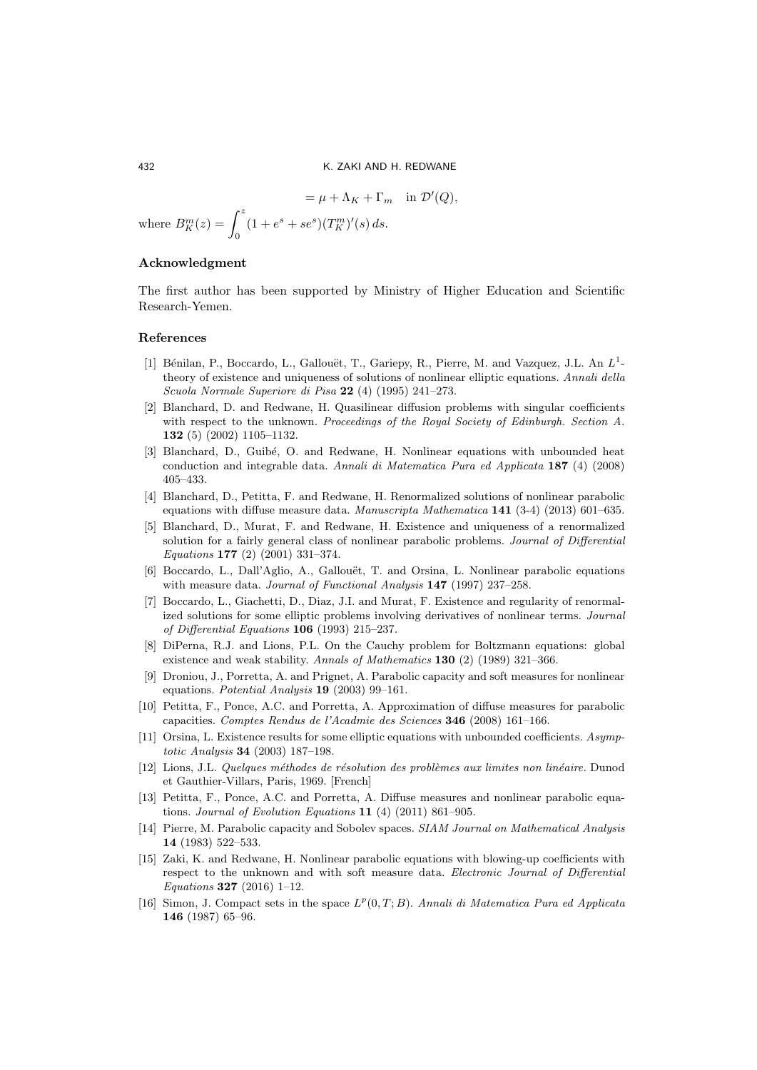$$= \mu + \Lambda_K + \Gamma_m \quad \text{in } \mathcal{D}'(Q),$$

where $B_K^m(z) = \displaystyle\int_0^z (1 + e^s + se^s)(T_K^m)'(s)\,ds$.

## Acknowledgment

The first author has been supported by Ministry of Higher Education and Scientific Research-Yemen.

## References

[1] Bénilan, P., Boccardo, L., Gallouët, T., Gariepy, R., Pierre, M. and Vazquez, J.L. An $L^1$-theory of existence and uniqueness of solutions of nonlinear elliptic equations. *Annali della Scuola Normale Superiore di Pisa* **22** (4) (1995) 241–273.

[2] Blanchard, D. and Redwane, H. Quasilinear diffusion problems with singular coefficients with respect to the unknown. *Proceedings of the Royal Society of Edinburgh. Section A.* **132** (5) (2002) 1105–1132.

[3] Blanchard, D., Guibé, O. and Redwane, H. Nonlinear equations with unbounded heat conduction and integrable data. *Annali di Matematica Pura ed Applicata* **187** (4) (2008) 405–433.

[4] Blanchard, D., Petitta, F. and Redwane, H. Renormalized solutions of nonlinear parabolic equations with diffuse measure data. *Manuscripta Mathematica* **141** (3-4) (2013) 601–635.

[5] Blanchard, D., Murat, F. and Redwane, H. Existence and uniqueness of a renormalized solution for a fairly general class of nonlinear parabolic problems. *Journal of Differential Equations* **177** (2) (2001) 331–374.

[6] Boccardo, L., Dall'Aglio, A., Gallouët, T. and Orsina, L. Nonlinear parabolic equations with measure data. *Journal of Functional Analysis* **147** (1997) 237–258.

[7] Boccardo, L., Giachetti, D., Diaz, J.I. and Murat, F. Existence and regularity of renormalized solutions for some elliptic problems involving derivatives of nonlinear terms. *Journal of Differential Equations* **106** (1993) 215–237.

[8] DiPerna, R.J. and Lions, P.L. On the Cauchy problem for Boltzmann equations: global existence and weak stability. *Annals of Mathematics* **130** (2) (1989) 321–366.

[9] Droniou, J., Porretta, A. and Prignet, A. Parabolic capacity and soft measures for nonlinear equations. *Potential Analysis* **19** (2003) 99–161.

[10] Petitta, F., Ponce, A.C. and Porretta, A. Approximation of diffuse measures for parabolic capacities. *Comptes Rendus de l'Acadmie des Sciences* **346** (2008) 161–166.

[11] Orsina, L. Existence results for some elliptic equations with unbounded coefficients. *Asymptotic Analysis* **34** (2003) 187–198.

[12] Lions, J.L. *Quelques méthodes de résolution des problèmes aux limites non linéaire.* Dunod et Gauthier-Villars, Paris, 1969. [French]

[13] Petitta, F., Ponce, A.C. and Porretta, A. Diffuse measures and nonlinear parabolic equations. *Journal of Evolution Equations* **11** (4) (2011) 861–905.

[14] Pierre, M. Parabolic capacity and Sobolev spaces. *SIAM Journal on Mathematical Analysis* **14** (1983) 522–533.

[15] Zaki, K. and Redwane, H. Nonlinear parabolic equations with blowing-up coefficients with respect to the unknown and with soft measure data. *Electronic Journal of Differential Equations* **327** (2016) 1–12.

[16] Simon, J. Compact sets in the space $L^p(0,T;B)$. *Annali di Matematica Pura ed Applicata* **146** (1987) 65–96.